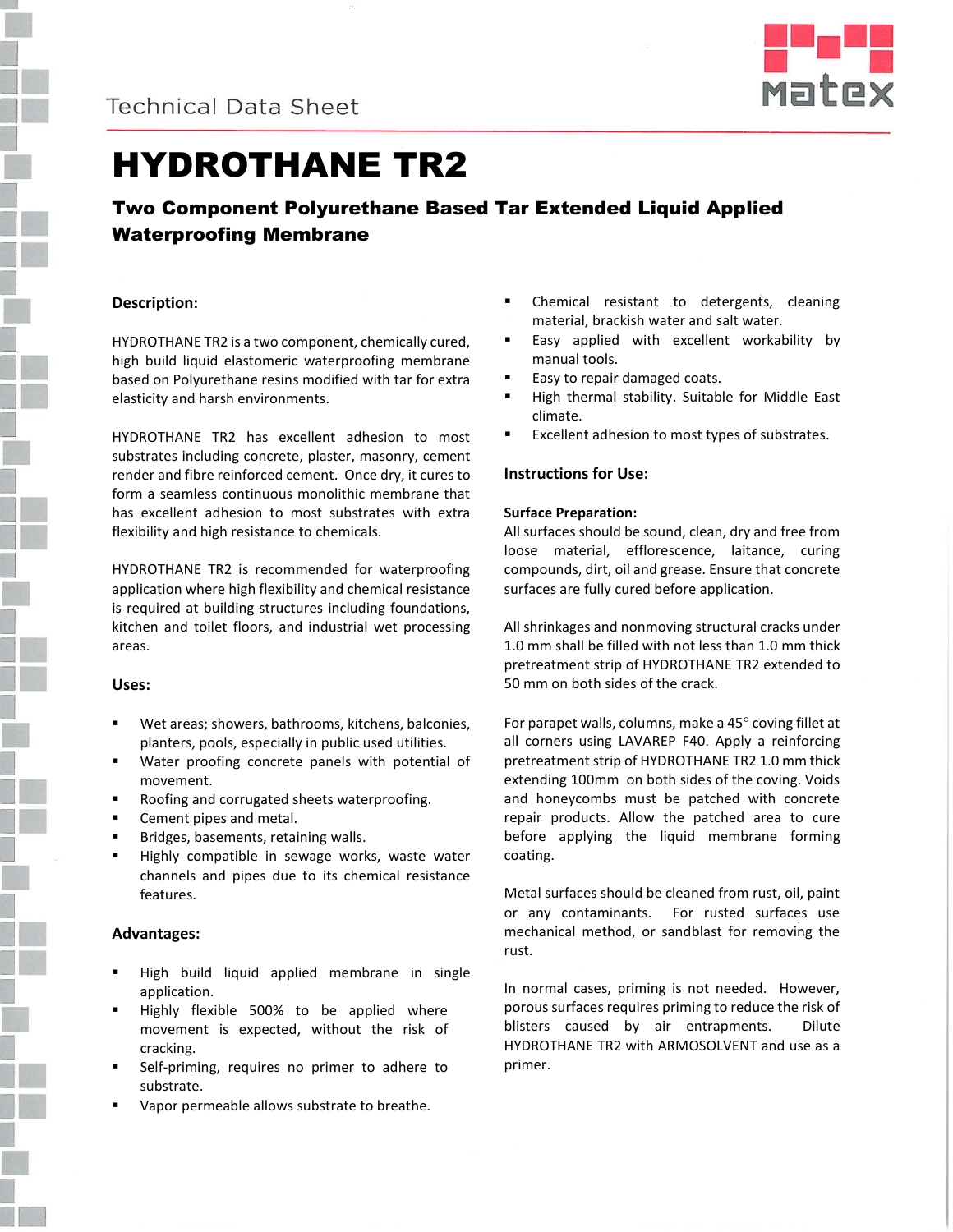Technical Data Sheet

# HYDROTHANE TR2

## Two Component Polyurethane Based Tar Extended Liquid Applied Waterproofing Membrane

### Description:

HYDROTHANE TR2 is a two component, chemically cured, high build liquid elastomeric waterproofing membrane based on Polyurethane resins modified with tar for extra elasticity and harsh environments.

HYDROTHANE TR2 has excellent adhesion to most substrates including concrete, plaster, masonry, cement render and fibre reinforced cement. Once dry, it cures to form a seamless continuous monolithic membrane that has excellent adhesion to most substrates with extra flexibility and high resistance to chemicals.

HYDROTHANE TR2 is recommended for waterproofing application where high flexibility and chemical resistance is required at building structures including foundations, kitchen and toilet floors, and industrial wet processing areas.

### Uses:

- Wet areas; showers, bathrooms, kitchens, balconies, planters, pools, especially in public used utilities.
- Water proofing concrete panels with potential of movement.
- Roofing and corrugated sheets waterproofing.
- Cement pipes and metal.
- Bridges, basements, retaining walls.
- Highly compatible in sewage works, waste water channels and pipes due to its chemical resistance features.

### Advantages:

- High build liquid applied membrane in single application.
- Highly flexible 500% to be applied where movement is expected, without the risk of cracking.
- Self-priming, requires no primer to adhere to substrate.
- Vapor permeable allows substrate to breathe.
- Chemical resistant to detergents, cleaning material, brackish water and salt water.
- Easy applied with excellent workability by manual tools.
- Easy to repair damaged coats.
- High thermal stability. Suitable for Middle East climate.
- Excellent adhesion to most types of substrates.

### Instructions for Use:

**Surface Preparation:**

All surfaces should be sound, clean, dry and free from loose material, efflorescence, laitance, curing compounds, dirt, oil and grease. Ensure that concrete surfaces are fully cured before application.

All shrinkages and nonmoving structural cracks under 1.0 mm shall be filled with not less than 1.0 mm thick pretreatment strip of HYDROTHANE TR2 extended to 50 mm on both sides of the crack.

For parapet walls, columns, make a 45° coving fillet at all corners using LAVAREP F40. Apply a reinforcing pretreatment strip of HYDROTHANE TR2 1.0 mm thick extending 100mm on both sides of the coving. Voids and honeycombs must be patched with concrete repair products. Allow the patched area to cure before applying the liquid membrane forming coating.

Metal surfaces should be cleaned from rust, oil, paint or any contaminants. For rusted surfaces use mechanical method, or sandblast for removing the rust.

In normal cases, priming is not needed. However, porous surfaces requires priming to reduce the risk of blisters caused by air entrapments. Dilute HYDROTHANE TR2 with ARMOSOLVENT and use as a primer.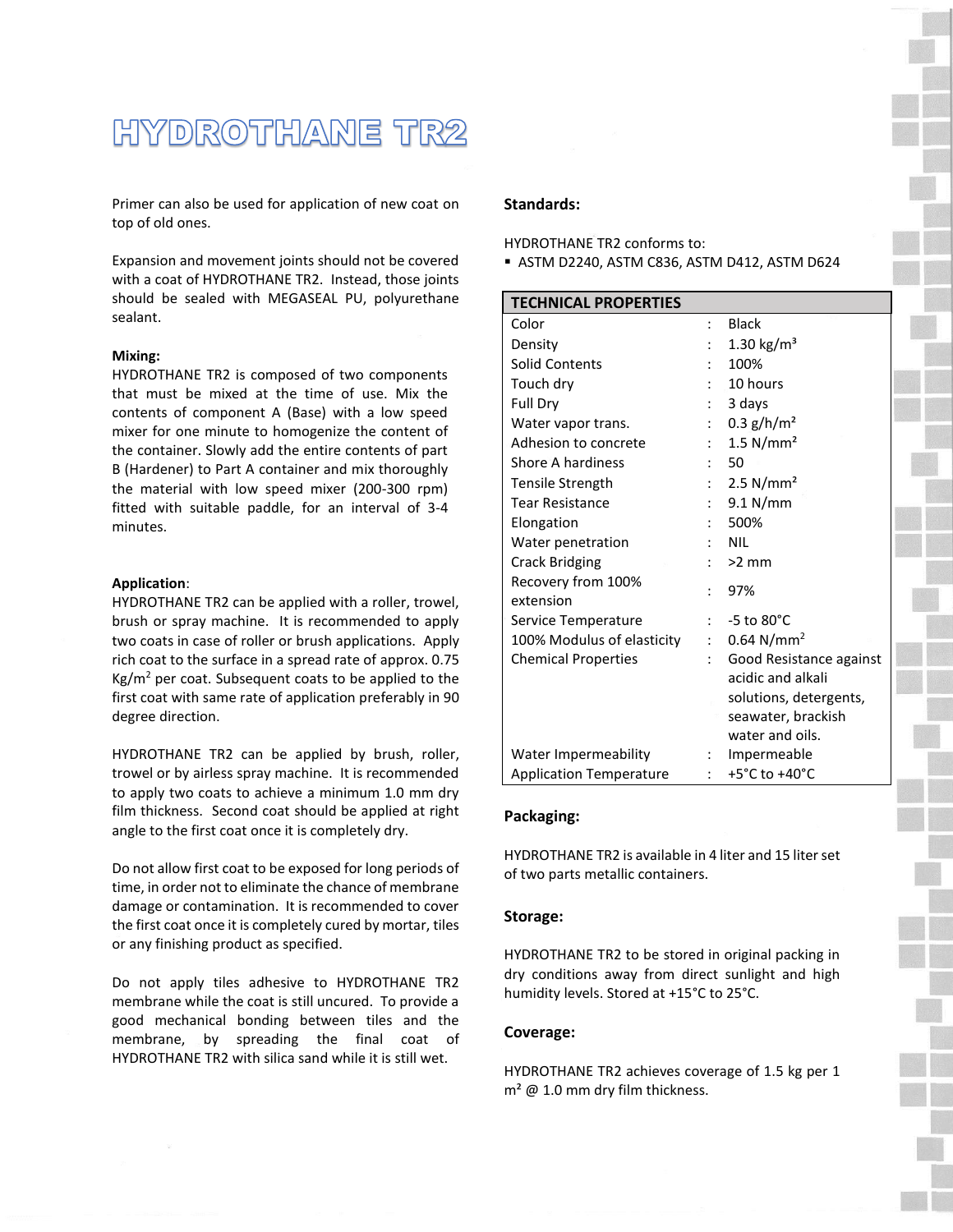# HYDROTHANE TR2

Primer can also be used for application of new coat on top of old ones.

Expansion and movement joints should not be covered with a coat of HYDROTHANE TR2. Instead, those joints should be sealed with MEGASEAL PU, polyurethane sealant.

**Mixing:**
HYDROTHANE TR2 is composed of two components that must be mixed at the time of use. Mix the contents of component A (Base) with a low speed mixer for one minute to homogenize the content of the container. Slowly add the entire contents of part B (Hardener) to Part A container and mix thoroughly the material with low speed mixer (200-300 rpm) fitted with suitable paddle, for an interval of 3-4 minutes.

**Application**:
HYDROTHANE TR2 can be applied with a roller, trowel, brush or spray machine. It is recommended to apply two coats in case of roller or brush applications. Apply rich coat to the surface in a spread rate of approx. 0.75 Kg/m$^2$ per coat. Subsequent coats to be applied to the first coat with same rate of application preferably in 90 degree direction.

HYDROTHANE TR2 can be applied by brush, roller, trowel or by airless spray machine. It is recommended to apply two coats to achieve a minimum 1.0 mm dry film thickness. Second coat should be applied at right angle to the first coat once it is completely dry.

Do not allow first coat to be exposed for long periods of time, in order not to eliminate the chance of membrane damage or contamination. It is recommended to cover the first coat once it is completely cured by mortar, tiles or any finishing product as specified.

Do not apply tiles adhesive to HYDROTHANE TR2 membrane while the coat is still uncured. To provide a good mechanical bonding between tiles and the membrane, by spreading the final coat of HYDROTHANE TR2 with silica sand while it is still wet.

**Standards:**

HYDROTHANE TR2 conforms to:

- ASTM D2240, ASTM C836, ASTM D412, ASTM D624

| TECHNICAL PROPERTIES | | |
|---|---|---|
| Color | : | Black |
| Density | : | 1.30 kg/m$^3$ |
| Solid Contents | : | 100% |
| Touch dry | : | 10 hours |
| Full Dry | : | 3 days |
| Water vapor trans. | : | 0.3 g/h/m$^2$ |
| Adhesion to concrete | : | 1.5 N/mm$^2$ |
| Shore A hardiness | : | 50 |
| Tensile Strength | : | 2.5 N/mm$^2$ |
| Tear Resistance | : | 9.1 N/mm |
| Elongation | : | 500% |
| Water penetration | : | NIL |
| Crack Bridging | : | >2 mm |
| Recovery from 100% extension | : | 97% |
| Service Temperature | : | -5 to 80°C |
| 100% Modulus of elasticity | : | 0.64 N/mm$^2$ |
| Chemical Properties | : | Good Resistance against acidic and alkali solutions, detergents, seawater, brackish water and oils. |
| Water Impermeability | : | Impermeable |
| Application Temperature | : | +5°C to +40°C |

**Packaging:**

HYDROTHANE TR2 is available in 4 liter and 15 liter set of two parts metallic containers.

**Storage:**

HYDROTHANE TR2 to be stored in original packing in dry conditions away from direct sunlight and high humidity levels. Stored at +15°C to 25°C.

**Coverage:**

HYDROTHANE TR2 achieves coverage of 1.5 kg per 1 m$^2$ @ 1.0 mm dry film thickness.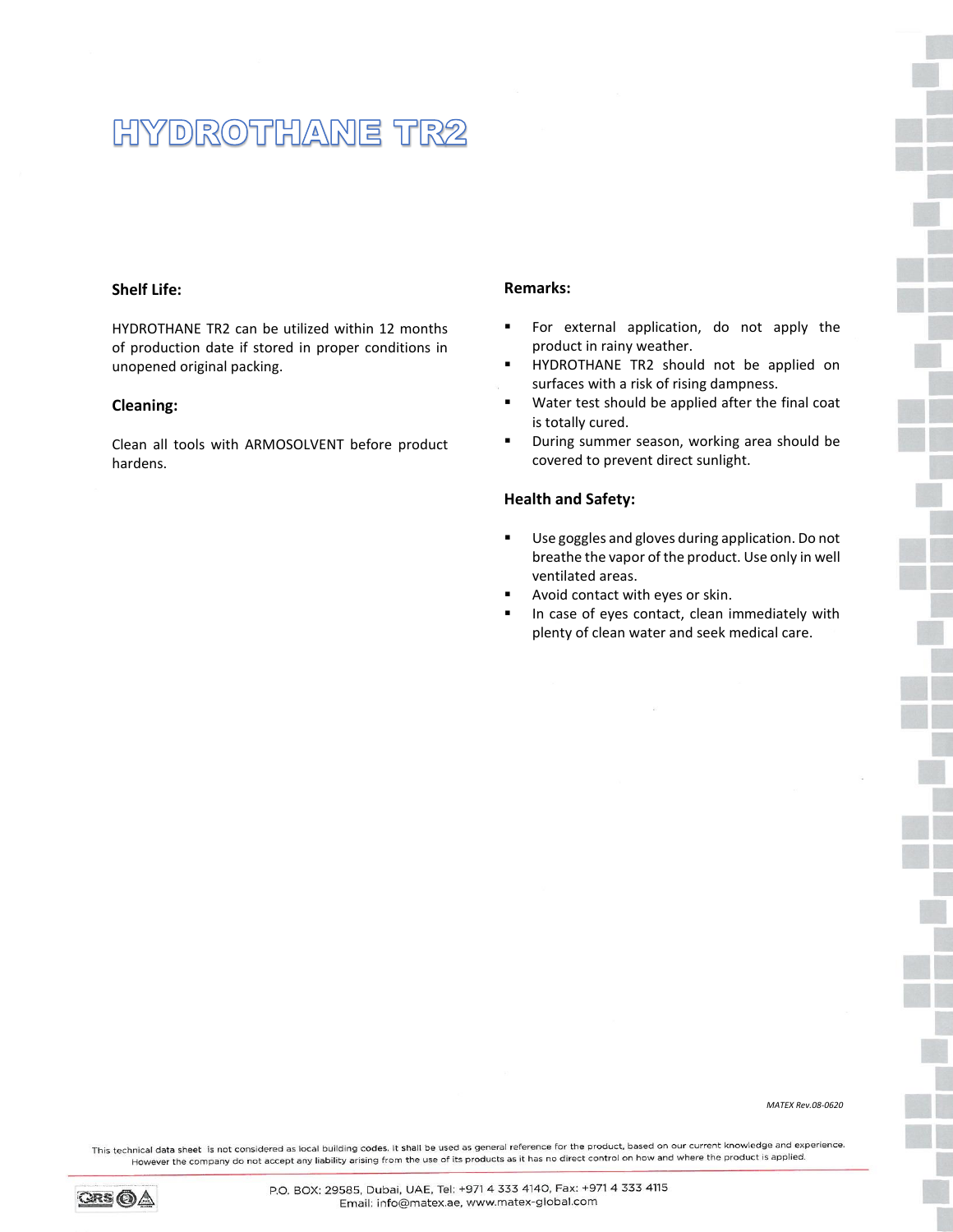# HYDROTHANE TR2

## Shelf Life:

HYDROTHANE TR2 can be utilized within 12 months of production date if stored in proper conditions in unopened original packing.

## Cleaning:

Clean all tools with ARMOSOLVENT before product hardens.

## Remarks:

- For external application, do not apply the product in rainy weather.
- HYDROTHANE TR2 should not be applied on surfaces with a risk of rising dampness.
- Water test should be applied after the final coat is totally cured.
- During summer season, working area should be covered to prevent direct sunlight.

## Health and Safety:

- Use goggles and gloves during application. Do not breathe the vapor of the product. Use only in well ventilated areas.
- Avoid contact with eyes or skin.
- In case of eyes contact, clean immediately with plenty of clean water and seek medical care.

*MATEX Rev.08-0620*

This technical data sheet is not considered as local building codes. It shall be used as general reference for the product, based on our current knowledge and experience. However the company do not accept any liability arising from the use of its products as it has no direct control on how and where the product is applied.

P.O. BOX: 29585, Dubai, UAE, Tel: +971 4 333 4140, Fax: +971 4 333 4115
Email: info@matex.ae, www.matex-global.com